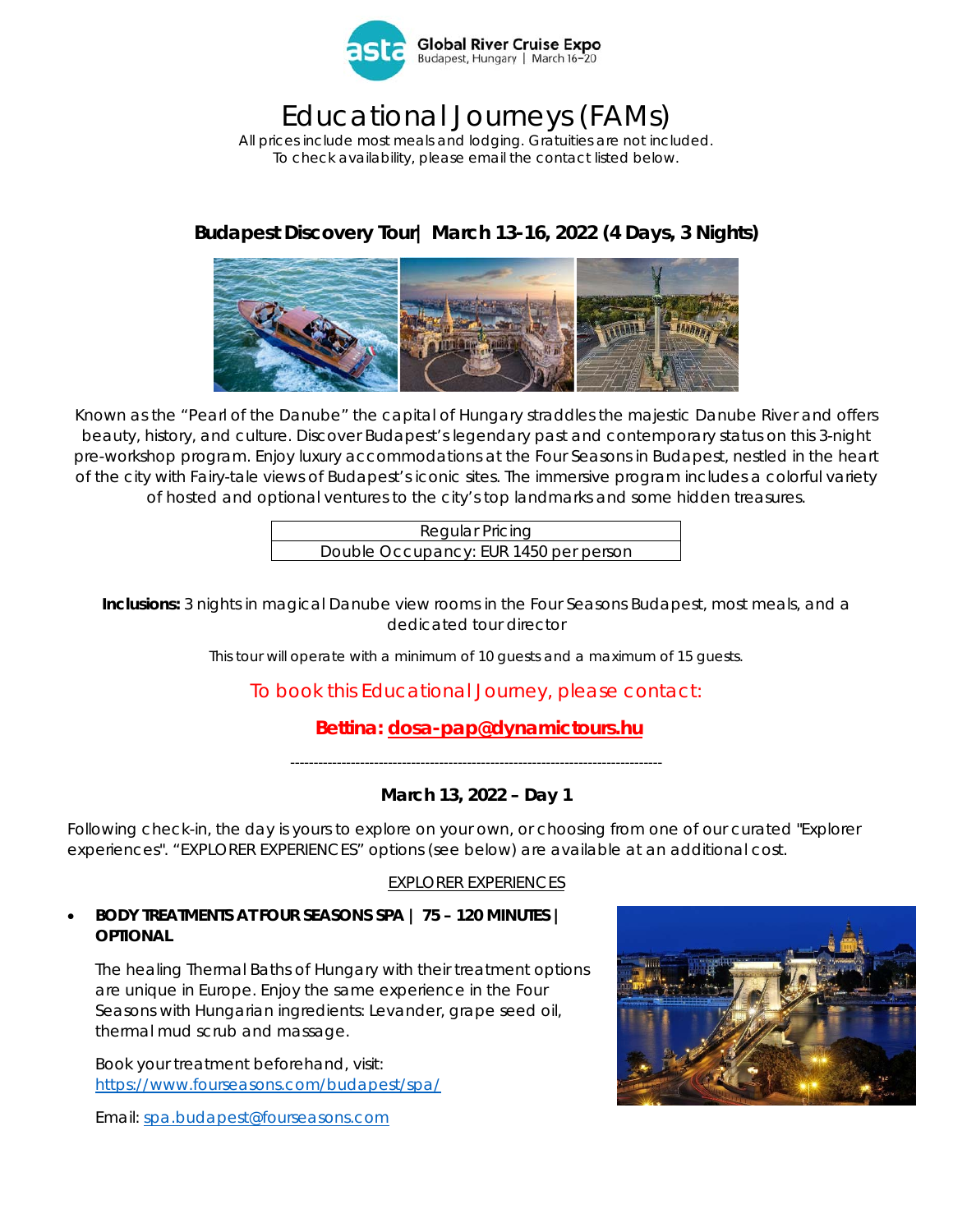Global River Cruise Expo
Budapest, Hungary | March 16–20

# Educational Journeys (FAMs)

All prices include most meals and lodging. Gratuities are not included.
To check availability, please email the contact listed below.

## Budapest Discovery Tour| March 13-16, 2022 (4 Days, 3 Nights)

Known as the "Pearl of the Danube" the capital of Hungary straddles the majestic Danube River and offers beauty, history, and culture. Discover Budapest's legendary past and contemporary status on this 3-night pre-workshop program. Enjoy luxury accommodations at the Four Seasons in Budapest, nestled in the heart of the city with Fairy-tale views of Budapest's iconic sites. The immersive program includes a colorful variety of hosted and optional ventures to the city's top landmarks and some hidden treasures.

| Regular Pricing |
| --- |
| Double Occupancy: EUR 1450 per person |

**Inclusions:** 3 nights in magical Danube view rooms in the Four Seasons Budapest, most meals, and a dedicated tour director

This tour will operate with a minimum of 10 guests and a maximum of 15 guests.

To book this Educational Journey, please contact:

**Bettina: dosa-pap@dynamictours.hu**

---

### March 13, 2022 – Day 1

Following check-in, the day is yours to explore on your own, or choosing from one of our curated "Explorer experiences". "EXPLORER EXPERIENCES" options (see below) are available at an additional cost.

EXPLORER EXPERIENCES

- **BODY TREATMENTS AT FOUR SEASONS SPA | 75 – 120 MINUTES | OPTIONAL**

  The healing Thermal Baths of Hungary with their treatment options are unique in Europe. Enjoy the same experience in the Four Seasons with Hungarian ingredients: Levander, grape seed oil, thermal mud scrub and massage.

  Book your treatment beforehand, visit: https://www.fourseasons.com/budapest/spa/

  Email: spa.budapest@fourseasons.com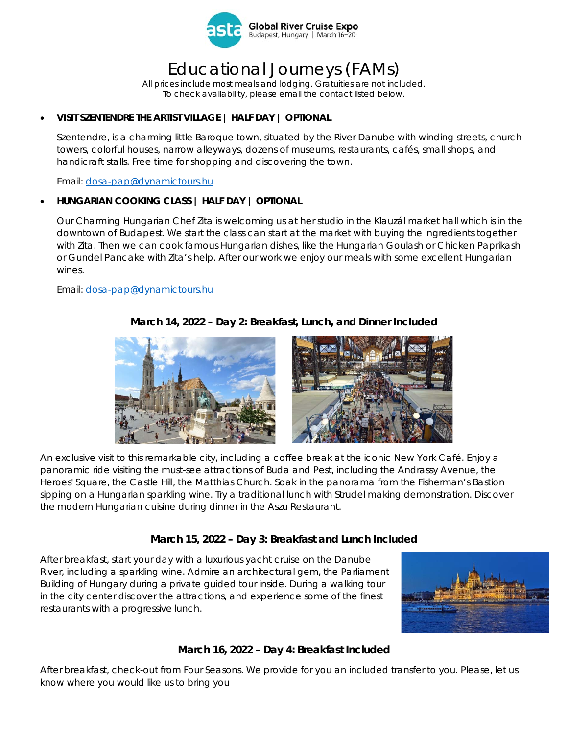Global River Cruise Expo
Budapest, Hungary | March 16–20

# Educational Journeys (FAMs)

All prices include most meals and lodging. Gratuities are not included.
To check availability, please email the contact listed below.

- **VISIT SZENTENDRE THE ARTIST VILLAGE | HALF DAY | OPTIONAL**

  Szentendre, is a charming little Baroque town, situated by the River Danube with winding streets, church towers, colorful houses, narrow alleyways, dozens of museums, restaurants, cafés, small shops, and handicraft stalls. Free time for shopping and discovering the town.

  Email: dosa-pap@dynamictours.hu

- **HUNGARIAN COOKING CLASS | HALF DAY | OPTIONAL**

  Our Charming Hungarian Chef Zita is welcoming us at her studio in the Klauzál market hall which is in the downtown of Budapest. We start the class can start at the market with buying the ingredients together with Zita. Then we can cook famous Hungarian dishes, like the Hungarian Goulash or Chicken Paprikash or Gundel Pancake with Zita's help. After our work we enjoy our meals with some excellent Hungarian wines.

  Email: dosa-pap@dynamictours.hu

### March 14, 2022 – Day 2: Breakfast, Lunch, and Dinner Included

An exclusive visit to this remarkable city, including a coffee break at the iconic New York Café. Enjoy a panoramic ride visiting the must-see attractions of Buda and Pest, including the Andrassy Avenue, the Heroes' Square, the Castle Hill, the Matthias Church. Soak in the panorama from the Fisherman's Bastion sipping on a Hungarian sparkling wine. Try a traditional lunch with Strudel making demonstration. Discover the modern Hungarian cuisine during dinner in the Aszu Restaurant.

### March 15, 2022 – Day 3: Breakfast and Lunch Included

After breakfast, start your day with a luxurious yacht cruise on the Danube River, including a sparkling wine. Admire an architectural gem, the Parliament Building of Hungary during a private guided tour inside. During a walking tour in the city center discover the attractions, and experience some of the finest restaurants with a progressive lunch.

### March 16, 2022 – Day 4: Breakfast Included

After breakfast, check-out from Four Seasons. We provide for you an included transfer to you. Please, let us know where you would like us to bring you